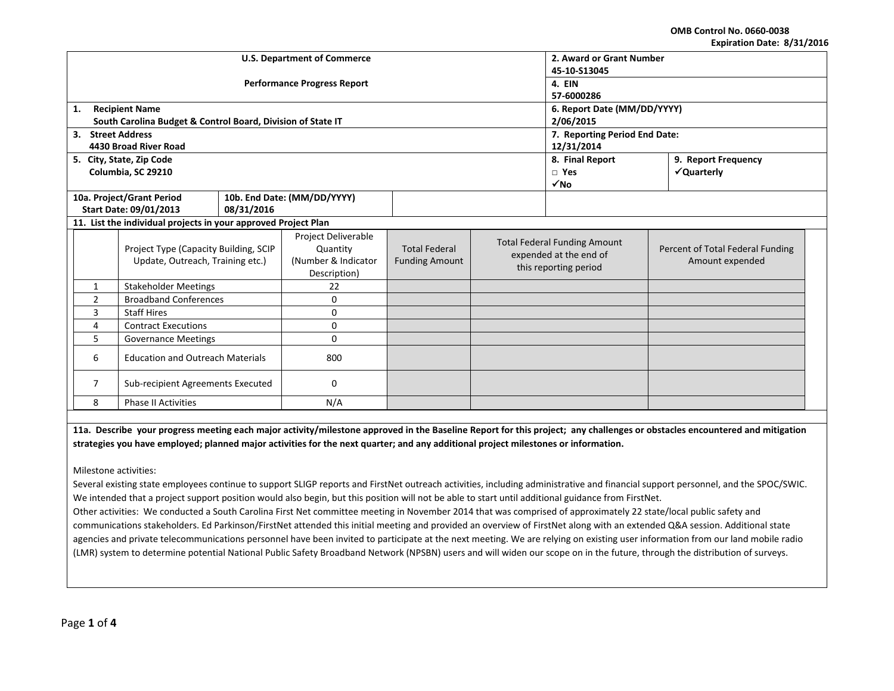OMB Control No. 0660-0038
Expiration Date: 8/31/2016

| U.S. Department of Commerce<br><br>Performance Progress Report | 2. Award or Grant Number<br>45-10-S13045 | |
|---|---|---|
| | 4. EIN<br>57-6000286 | |
| 1. Recipient Name<br>South Carolina Budget & Control Board, Division of State IT | 6. Report Date (MM/DD/YYYY)<br>2/06/2015 | |
| 3. Street Address<br>4430 Broad River Road | 7. Reporting Period End Date:<br>12/31/2014 | |
| 5. City, State, Zip Code<br>Columbia, SC 29210 | 8. Final Report<br>□ Yes<br>✓No | 9. Report Frequency<br>✓Quarterly |

| 10a. Project/Grant Period Start Date: 09/01/2013 | 10b. End Date: (MM/DD/YYYY) 08/31/2016 |
|---|---|

**11. List the individual projects in your approved Project Plan**

| | Project Type (Capacity Building, SCIP Update, Outreach, Training etc.) | Project Deliverable Quantity (Number & Indicator Description) | Total Federal Funding Amount | Total Federal Funding Amount expended at the end of this reporting period | Percent of Total Federal Funding Amount expended |
|---|---|---|---|---|---|
| 1 | Stakeholder Meetings | 22 | | | |
| 2 | Broadband Conferences | 0 | | | |
| 3 | Staff Hires | 0 | | | |
| 4 | Contract Executions | 0 | | | |
| 5 | Governance Meetings | 0 | | | |
| 6 | Education and Outreach Materials | 800 | | | |
| 7 | Sub-recipient Agreements Executed | 0 | | | |
| 8 | Phase II Activities | N/A | | | |

**11a. Describe your progress meeting each major activity/milestone approved in the Baseline Report for this project; any challenges or obstacles encountered and mitigation strategies you have employed; planned major activities for the next quarter; and any additional project milestones or information.**

Milestone activities:
Several existing state employees continue to support SLIGP reports and FirstNet outreach activities, including administrative and financial support personnel, and the SPOC/SWIC. We intended that a project support position would also begin, but this position will not be able to start until additional guidance from FirstNet.
Other activities: We conducted a South Carolina First Net committee meeting in November 2014 that was comprised of approximately 22 state/local public safety and communications stakeholders. Ed Parkinson/FirstNet attended this initial meeting and provided an overview of FirstNet along with an extended Q&A session. Additional state agencies and private telecommunications personnel have been invited to participate at the next meeting. We are relying on existing user information from our land mobile radio (LMR) system to determine potential National Public Safety Broadband Network (NPSBN) users and will widen our scope on in the future, through the distribution of surveys.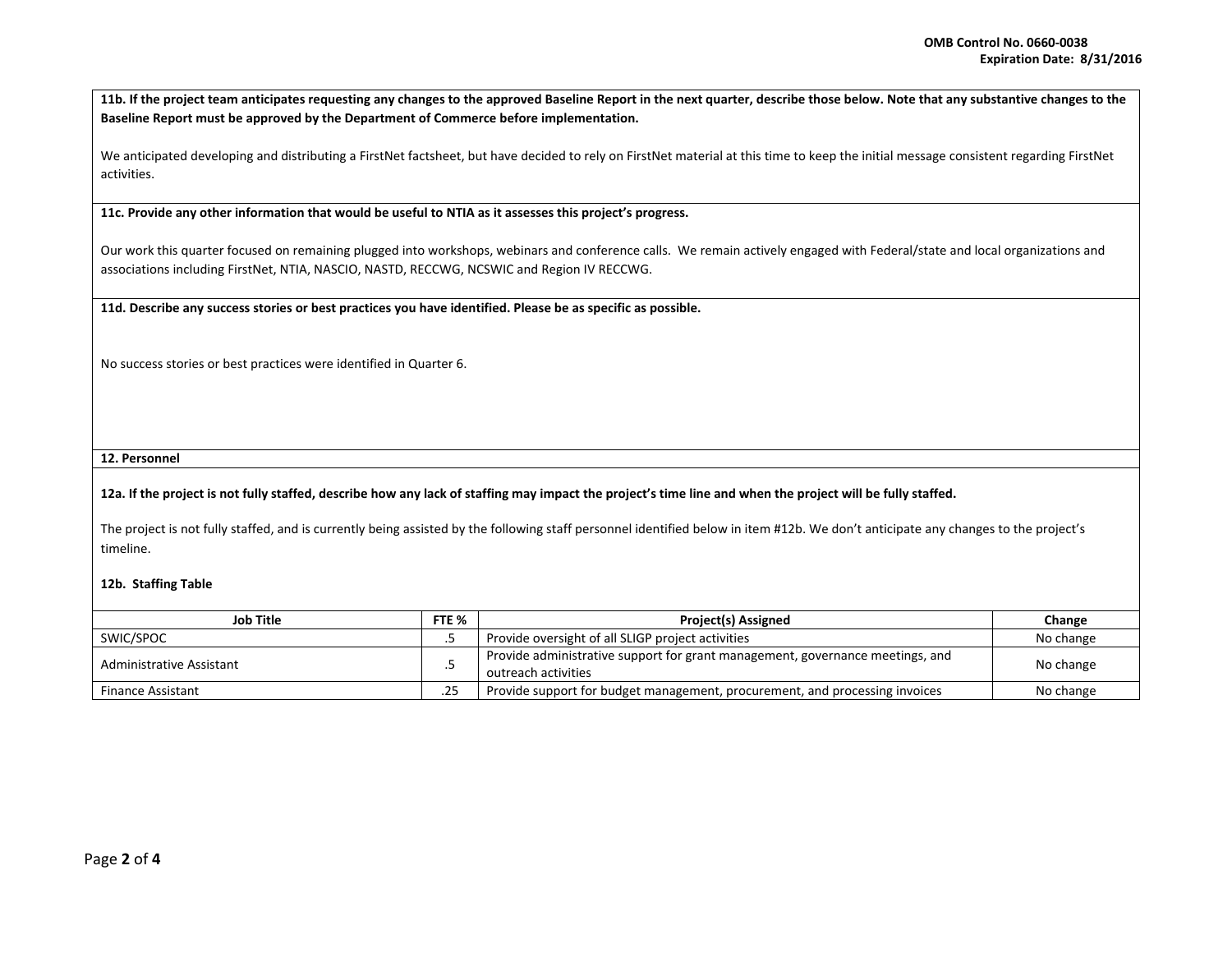**11b. If the project team anticipates requesting any changes to the approved Baseline Report in the next quarter, describe those below. Note that any substantive changes to the Baseline Report must be approved by the Department of Commerce before implementation.**

We anticipated developing and distributing a FirstNet factsheet, but have decided to rely on FirstNet material at this time to keep the initial message consistent regarding FirstNet activities.

**11c. Provide any other information that would be useful to NTIA as it assesses this project's progress.**

Our work this quarter focused on remaining plugged into workshops, webinars and conference calls. We remain actively engaged with Federal/state and local organizations and associations including FirstNet, NTIA, NASCIO, NASTD, RECCWG, NCSWIC and Region IV RECCWG.

**11d. Describe any success stories or best practices you have identified. Please be as specific as possible.**

No success stories or best practices were identified in Quarter 6.

**12. Personnel**

**12a. If the project is not fully staffed, describe how any lack of staffing may impact the project's time line and when the project will be fully staffed.**

The project is not fully staffed, and is currently being assisted by the following staff personnel identified below in item #12b. We don't anticipate any changes to the project's timeline.

**12b. Staffing Table**

| Job Title | FTE % | Project(s) Assigned | Change |
|---|---|---|---|
| SWIC/SPOC | .5 | Provide oversight of all SLIGP project activities | No change |
| Administrative Assistant | .5 | Provide administrative support for grant management, governance meetings, and outreach activities | No change |
| Finance Assistant | .25 | Provide support for budget management, procurement, and processing invoices | No change |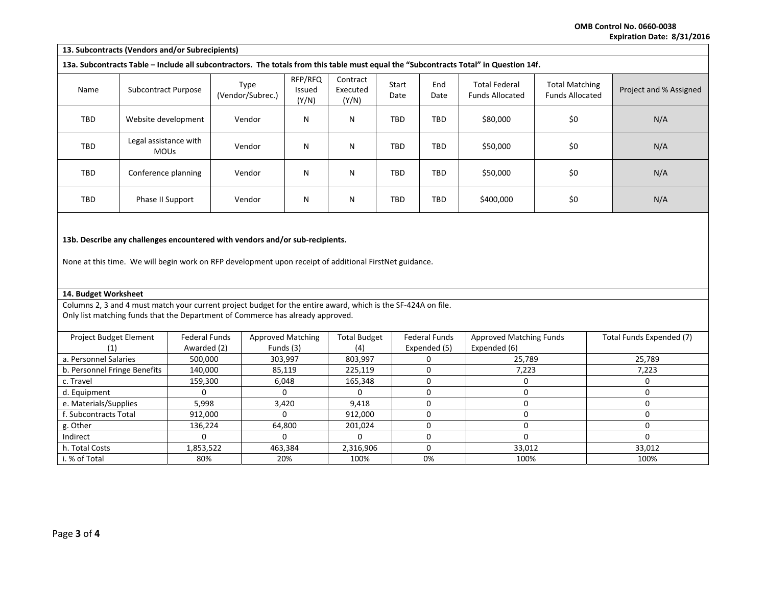**OMB Control No. 0660-0038**
**Expiration Date: 8/31/2016**

**13. Subcontracts (Vendors and/or Subrecipients)**

**13a. Subcontracts Table – Include all subcontractors. The totals from this table must equal the "Subcontracts Total" in Question 14f.**

| Name | Subcontract Purpose | Type (Vendor/Subrec.) | RFP/RFQ Issued (Y/N) | Contract Executed (Y/N) | Start Date | End Date | Total Federal Funds Allocated | Total Matching Funds Allocated | Project and % Assigned |
|---|---|---|---|---|---|---|---|---|---|
| TBD | Website development | Vendor | N | N | TBD | TBD | $80,000 | $0 | N/A |
| TBD | Legal assistance with MOUs | Vendor | N | N | TBD | TBD | $50,000 | $0 | N/A |
| TBD | Conference planning | Vendor | N | N | TBD | TBD | $50,000 | $0 | N/A |
| TBD | Phase II Support | Vendor | N | N | TBD | TBD | $400,000 | $0 | N/A |

**13b. Describe any challenges encountered with vendors and/or sub-recipients.**

None at this time. We will begin work on RFP development upon receipt of additional FirstNet guidance.

**14. Budget Worksheet**

Columns 2, 3 and 4 must match your current project budget for the entire award, which is the SF-424A on file.
Only list matching funds that the Department of Commerce has already approved.

| Project Budget Element (1) | Federal Funds Awarded (2) | Approved Matching Funds (3) | Total Budget (4) | Federal Funds Expended (5) | Approved Matching Funds Expended (6) | Total Funds Expended (7) |
|---|---|---|---|---|---|---|
| a. Personnel Salaries | 500,000 | 303,997 | 803,997 | 0 | 25,789 | 25,789 |
| b. Personnel Fringe Benefits | 140,000 | 85,119 | 225,119 | 0 | 7,223 | 7,223 |
| c. Travel | 159,300 | 6,048 | 165,348 | 0 | 0 | 0 |
| d. Equipment | 0 | 0 | 0 | 0 | 0 | 0 |
| e. Materials/Supplies | 5,998 | 3,420 | 9,418 | 0 | 0 | 0 |
| f. Subcontracts Total | 912,000 | 0 | 912,000 | 0 | 0 | 0 |
| g. Other | 136,224 | 64,800 | 201,024 | 0 | 0 | 0 |
| Indirect | 0 | 0 | 0 | 0 | 0 | 0 |
| h. Total Costs | 1,853,522 | 463,384 | 2,316,906 | 0 | 33,012 | 33,012 |
| i. % of Total | 80% | 20% | 100% | 0% | 100% | 100% |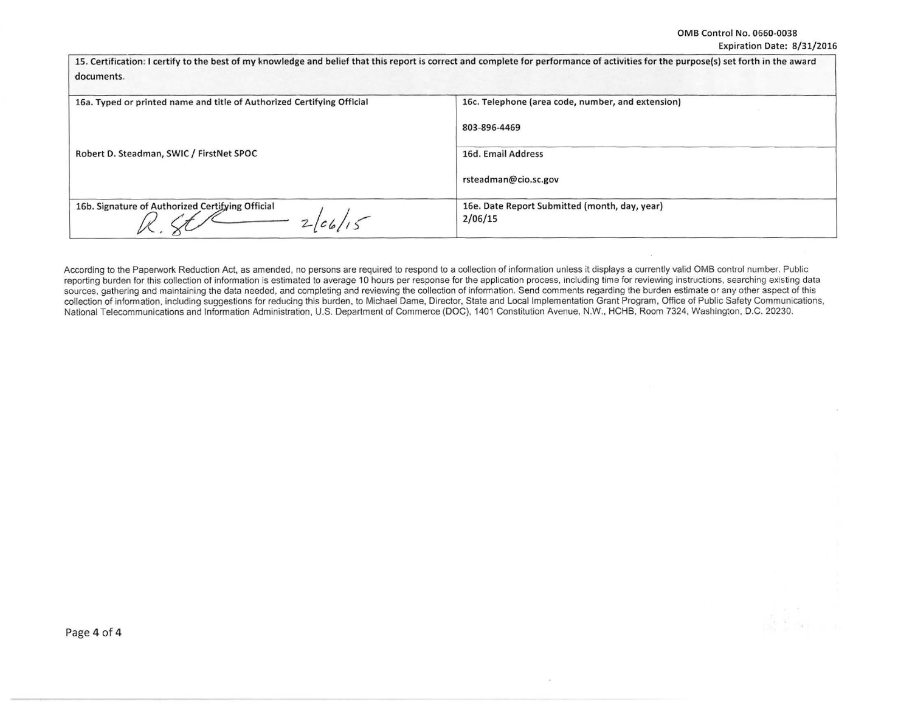OMB Control No. 0660-0038
Expiration Date: 8/31/2016

| | |
|---|---|
| 15. Certification: I certify to the best of my knowledge and belief that this report is correct and complete for performance of activities for the purpose(s) set forth in the award documents. | |
| 16a. Typed or printed name and title of Authorized Certifying Official<br><br>Robert D. Steadman, SWIC / FirstNet SPOC | 16c. Telephone (area code, number, and extension)<br>803-896-4469 |
| | 16d. Email Address<br>rsteadman@cio.sc.gov |
| 16b. Signature of Authorized Certifying Official<br>R. St 2/06/15 | 16e. Date Report Submitted (month, day, year)<br>2/06/15 |

According to the Paperwork Reduction Act, as amended, no persons are required to respond to a collection of information unless it displays a currently valid OMB control number. Public reporting burden for this collection of information is estimated to average 10 hours per response for the application process, including time for reviewing instructions, searching existing data sources, gathering and maintaining the data needed, and completing and reviewing the collection of information. Send comments regarding the burden estimate or any other aspect of this collection of information, including suggestions for reducing this burden, to Michael Dame, Director, State and Local Implementation Grant Program, Office of Public Safety Communications, National Telecommunications and Information Administration, U.S. Department of Commerce (DOC), 1401 Constitution Avenue, N.W., HCHB, Room 7324, Washington, D.C. 20230.